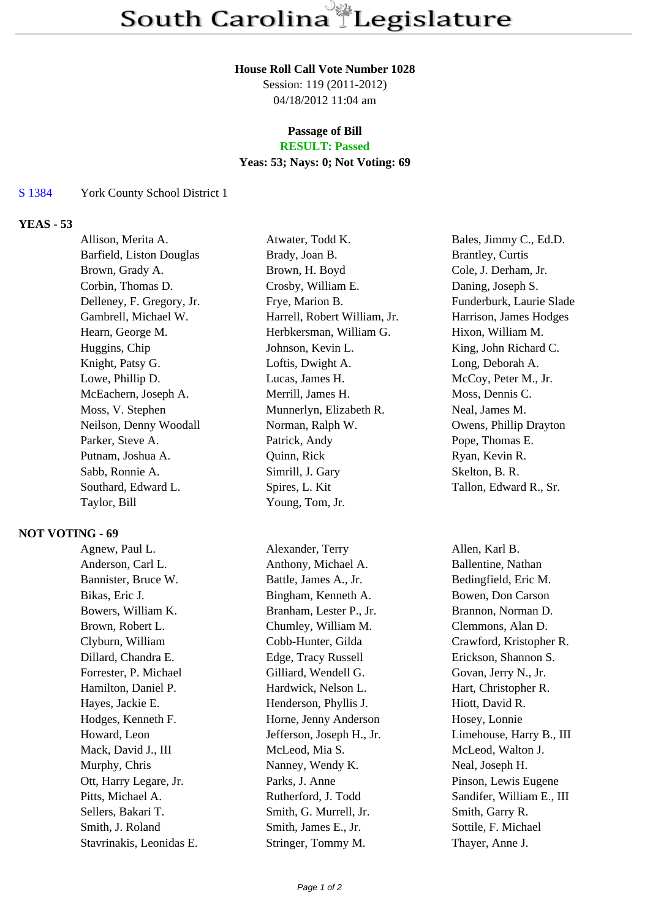# South Carolina Legislature

**House Roll Call Vote Number 1028**
Session: 119 (2011-2012)
04/18/2012 11:04 am

**Passage of Bill**
**RESULT: Passed**
**Yeas: 53; Nays: 0; Not Voting: 69**

S 1384 York County School District 1

## YEAS - 53

| | | |
|---|---|---|
| Allison, Merita A. | Atwater, Todd K. | Bales, Jimmy C., Ed.D. |
| Barfield, Liston Douglas | Brady, Joan B. | Brantley, Curtis |
| Brown, Grady A. | Brown, H. Boyd | Cole, J. Derham, Jr. |
| Corbin, Thomas D. | Crosby, William E. | Daning, Joseph S. |
| Delleney, F. Gregory, Jr. | Frye, Marion B. | Funderburk, Laurie Slade |
| Gambrell, Michael W. | Harrell, Robert William, Jr. | Harrison, James Hodges |
| Hearn, George M. | Herbkersman, William G. | Hixon, William M. |
| Huggins, Chip | Johnson, Kevin L. | King, John Richard C. |
| Knight, Patsy G. | Loftis, Dwight A. | Long, Deborah A. |
| Lowe, Phillip D. | Lucas, James H. | McCoy, Peter M., Jr. |
| McEachern, Joseph A. | Merrill, James H. | Moss, Dennis C. |
| Moss, V. Stephen | Munnerlyn, Elizabeth R. | Neal, James M. |
| Neilson, Denny Woodall | Norman, Ralph W. | Owens, Phillip Drayton |
| Parker, Steve A. | Patrick, Andy | Pope, Thomas E. |
| Putnam, Joshua A. | Quinn, Rick | Ryan, Kevin R. |
| Sabb, Ronnie A. | Simrill, J. Gary | Skelton, B. R. |
| Southard, Edward L. | Spires, L. Kit | Tallon, Edward R., Sr. |
| Taylor, Bill | Young, Tom, Jr. | |

## NOT VOTING - 69

| | | |
|---|---|---|
| Agnew, Paul L. | Alexander, Terry | Allen, Karl B. |
| Anderson, Carl L. | Anthony, Michael A. | Ballentine, Nathan |
| Bannister, Bruce W. | Battle, James A., Jr. | Bedingfield, Eric M. |
| Bikas, Eric J. | Bingham, Kenneth A. | Bowen, Don Carson |
| Bowers, William K. | Branham, Lester P., Jr. | Brannon, Norman D. |
| Brown, Robert L. | Chumley, William M. | Clemmons, Alan D. |
| Clyburn, William | Cobb-Hunter, Gilda | Crawford, Kristopher R. |
| Dillard, Chandra E. | Edge, Tracy Russell | Erickson, Shannon S. |
| Forrester, P. Michael | Gilliard, Wendell G. | Govan, Jerry N., Jr. |
| Hamilton, Daniel P. | Hardwick, Nelson L. | Hart, Christopher R. |
| Hayes, Jackie E. | Henderson, Phyllis J. | Hiott, David R. |
| Hodges, Kenneth F. | Horne, Jenny Anderson | Hosey, Lonnie |
| Howard, Leon | Jefferson, Joseph H., Jr. | Limehouse, Harry B., III |
| Mack, David J., III | McLeod, Mia S. | McLeod, Walton J. |
| Murphy, Chris | Nanney, Wendy K. | Neal, Joseph H. |
| Ott, Harry Legare, Jr. | Parks, J. Anne | Pinson, Lewis Eugene |
| Pitts, Michael A. | Rutherford, J. Todd | Sandifer, William E., III |
| Sellers, Bakari T. | Smith, G. Murrell, Jr. | Smith, Garry R. |
| Smith, J. Roland | Smith, James E., Jr. | Sottile, F. Michael |
| Stavrinakis, Leonidas E. | Stringer, Tommy M. | Thayer, Anne J. |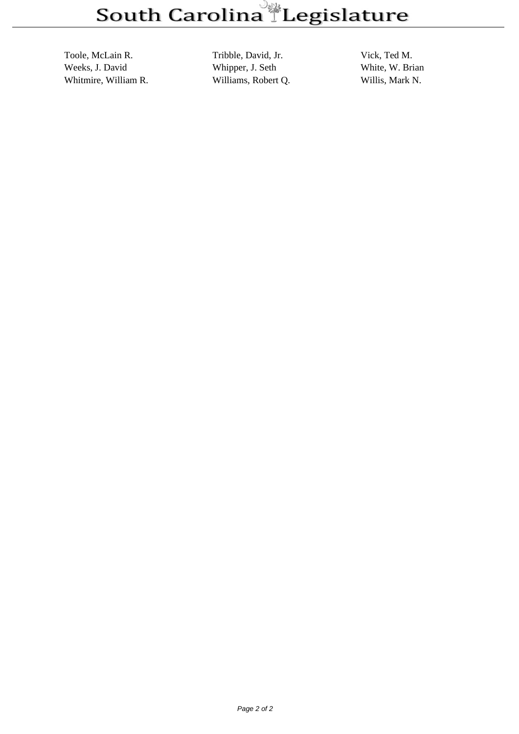| | | |
|---|---|---|
| Toole, McLain R. | Tribble, David, Jr. | Vick, Ted M. |
| Weeks, J. David | Whipper, J. Seth | White, W. Brian |
| Whitmire, William R. | Williams, Robert Q. | Willis, Mark N. |